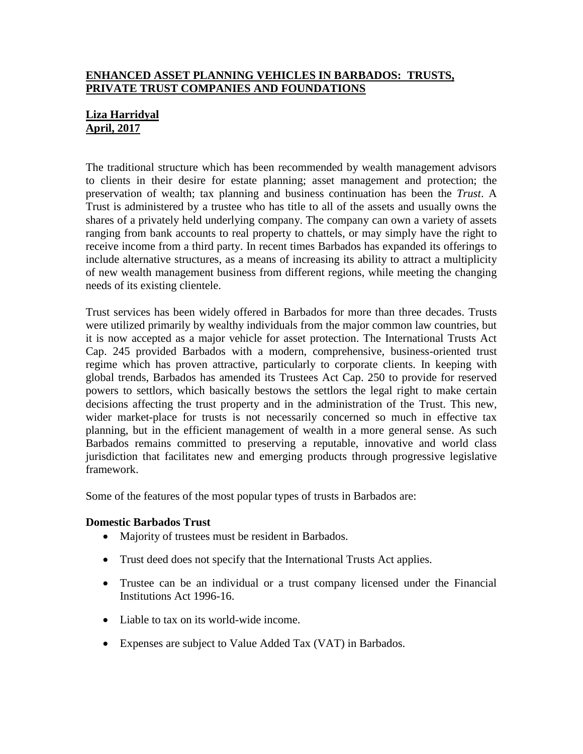# ENHANCED ASSET PLANNING VEHICLES IN BARBADOS: TRUSTS, PRIVATE TRUST COMPANIES AND FOUNDATIONS

**Liza Harridyal**
**April, 2017**

The traditional structure which has been recommended by wealth management advisors to clients in their desire for estate planning; asset management and protection; the preservation of wealth; tax planning and business continuation has been the *Trust*. A Trust is administered by a trustee who has title to all of the assets and usually owns the shares of a privately held underlying company. The company can own a variety of assets ranging from bank accounts to real property to chattels, or may simply have the right to receive income from a third party. In recent times Barbados has expanded its offerings to include alternative structures, as a means of increasing its ability to attract a multiplicity of new wealth management business from different regions, while meeting the changing needs of its existing clientele.

Trust services has been widely offered in Barbados for more than three decades. Trusts were utilized primarily by wealthy individuals from the major common law countries, but it is now accepted as a major vehicle for asset protection. The International Trusts Act Cap. 245 provided Barbados with a modern, comprehensive, business-oriented trust regime which has proven attractive, particularly to corporate clients. In keeping with global trends, Barbados has amended its Trustees Act Cap. 250 to provide for reserved powers to settlors, which basically bestows the settlors the legal right to make certain decisions affecting the trust property and in the administration of the Trust. This new, wider market-place for trusts is not necessarily concerned so much in effective tax planning, but in the efficient management of wealth in a more general sense. As such Barbados remains committed to preserving a reputable, innovative and world class jurisdiction that facilitates new and emerging products through progressive legislative framework.

Some of the features of the most popular types of trusts in Barbados are:

**Domestic Barbados Trust**

- Majority of trustees must be resident in Barbados.
- Trust deed does not specify that the International Trusts Act applies.
- Trustee can be an individual or a trust company licensed under the Financial Institutions Act 1996-16.
- Liable to tax on its world-wide income.
- Expenses are subject to Value Added Tax (VAT) in Barbados.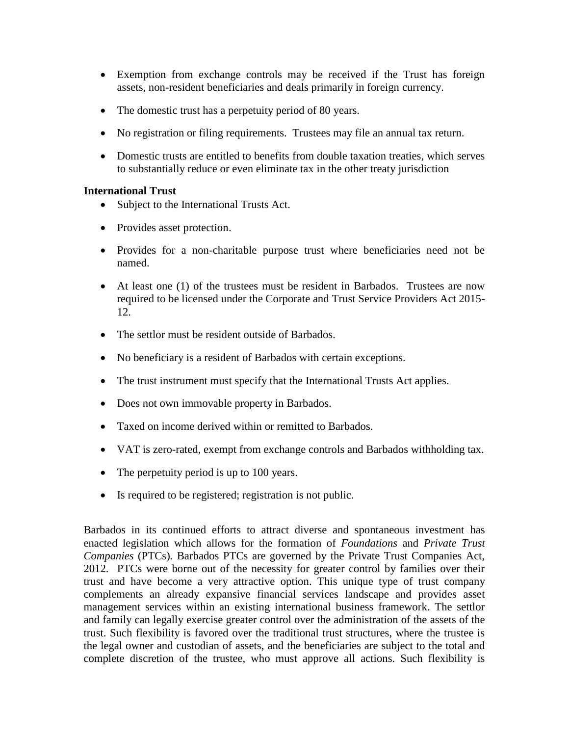- Exemption from exchange controls may be received if the Trust has foreign assets, non-resident beneficiaries and deals primarily in foreign currency.

- The domestic trust has a perpetuity period of 80 years.

- No registration or filing requirements. Trustees may file an annual tax return.

- Domestic trusts are entitled to benefits from double taxation treaties, which serves to substantially reduce or even eliminate tax in the other treaty jurisdiction

**International Trust**

- Subject to the International Trusts Act.

- Provides asset protection.

- Provides for a non-charitable purpose trust where beneficiaries need not be named.

- At least one (1) of the trustees must be resident in Barbados. Trustees are now required to be licensed under the Corporate and Trust Service Providers Act 2015-12.

- The settlor must be resident outside of Barbados.

- No beneficiary is a resident of Barbados with certain exceptions.

- The trust instrument must specify that the International Trusts Act applies.

- Does not own immovable property in Barbados.

- Taxed on income derived within or remitted to Barbados.

- VAT is zero-rated, exempt from exchange controls and Barbados withholding tax.

- The perpetuity period is up to 100 years.

- Is required to be registered; registration is not public.

Barbados in its continued efforts to attract diverse and spontaneous investment has enacted legislation which allows for the formation of *Foundations* and *Private Trust Companies* (PTCs). Barbados PTCs are governed by the Private Trust Companies Act, 2012. PTCs were borne out of the necessity for greater control by families over their trust and have become a very attractive option. This unique type of trust company complements an already expansive financial services landscape and provides asset management services within an existing international business framework. The settlor and family can legally exercise greater control over the administration of the assets of the trust. Such flexibility is favored over the traditional trust structures, where the trustee is the legal owner and custodian of assets, and the beneficiaries are subject to the total and complete discretion of the trustee, who must approve all actions. Such flexibility is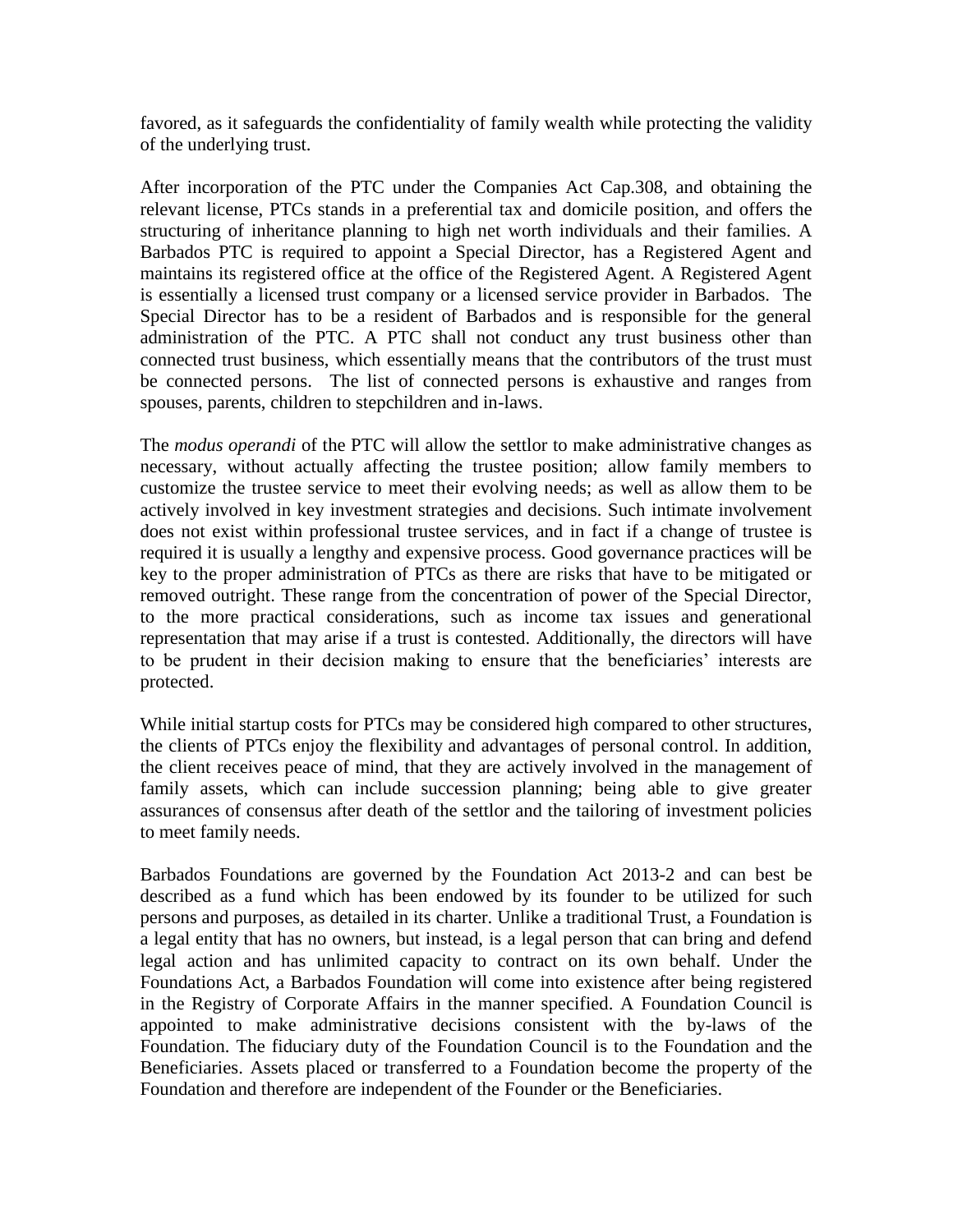favored, as it safeguards the confidentiality of family wealth while protecting the validity of the underlying trust.

After incorporation of the PTC under the Companies Act Cap.308, and obtaining the relevant license, PTCs stands in a preferential tax and domicile position, and offers the structuring of inheritance planning to high net worth individuals and their families. A Barbados PTC is required to appoint a Special Director, has a Registered Agent and maintains its registered office at the office of the Registered Agent. A Registered Agent is essentially a licensed trust company or a licensed service provider in Barbados. The Special Director has to be a resident of Barbados and is responsible for the general administration of the PTC. A PTC shall not conduct any trust business other than connected trust business, which essentially means that the contributors of the trust must be connected persons. The list of connected persons is exhaustive and ranges from spouses, parents, children to stepchildren and in-laws.

The *modus operandi* of the PTC will allow the settlor to make administrative changes as necessary, without actually affecting the trustee position; allow family members to customize the trustee service to meet their evolving needs; as well as allow them to be actively involved in key investment strategies and decisions. Such intimate involvement does not exist within professional trustee services, and in fact if a change of trustee is required it is usually a lengthy and expensive process. Good governance practices will be key to the proper administration of PTCs as there are risks that have to be mitigated or removed outright. These range from the concentration of power of the Special Director, to the more practical considerations, such as income tax issues and generational representation that may arise if a trust is contested. Additionally, the directors will have to be prudent in their decision making to ensure that the beneficiaries' interests are protected.

While initial startup costs for PTCs may be considered high compared to other structures, the clients of PTCs enjoy the flexibility and advantages of personal control. In addition, the client receives peace of mind, that they are actively involved in the management of family assets, which can include succession planning; being able to give greater assurances of consensus after death of the settlor and the tailoring of investment policies to meet family needs.

Barbados Foundations are governed by the Foundation Act 2013-2 and can best be described as a fund which has been endowed by its founder to be utilized for such persons and purposes, as detailed in its charter. Unlike a traditional Trust, a Foundation is a legal entity that has no owners, but instead, is a legal person that can bring and defend legal action and has unlimited capacity to contract on its own behalf. Under the Foundations Act, a Barbados Foundation will come into existence after being registered in the Registry of Corporate Affairs in the manner specified. A Foundation Council is appointed to make administrative decisions consistent with the by-laws of the Foundation. The fiduciary duty of the Foundation Council is to the Foundation and the Beneficiaries. Assets placed or transferred to a Foundation become the property of the Foundation and therefore are independent of the Founder or the Beneficiaries.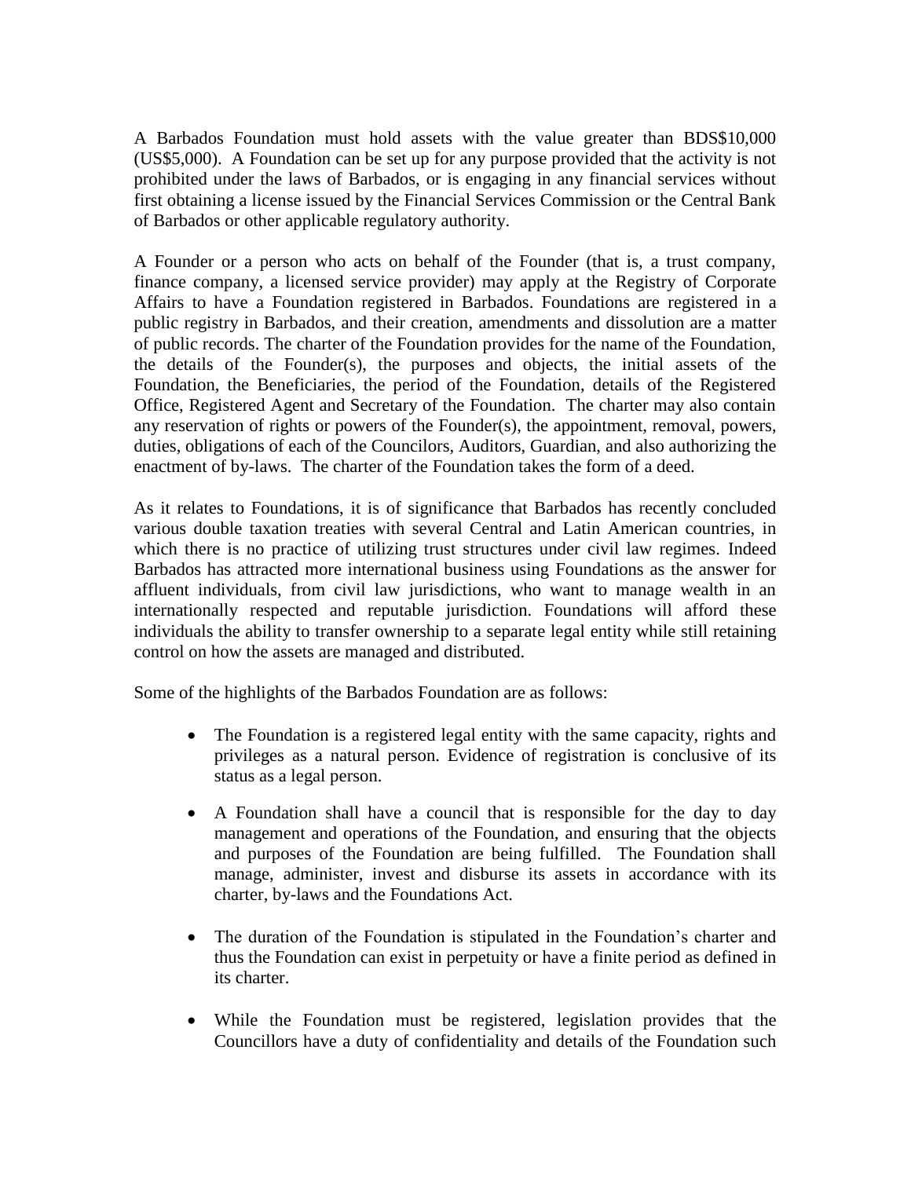A Barbados Foundation must hold assets with the value greater than BDS$10,000 (US$5,000). A Foundation can be set up for any purpose provided that the activity is not prohibited under the laws of Barbados, or is engaging in any financial services without first obtaining a license issued by the Financial Services Commission or the Central Bank of Barbados or other applicable regulatory authority.

A Founder or a person who acts on behalf of the Founder (that is, a trust company, finance company, a licensed service provider) may apply at the Registry of Corporate Affairs to have a Foundation registered in Barbados. Foundations are registered in a public registry in Barbados, and their creation, amendments and dissolution are a matter of public records. The charter of the Foundation provides for the name of the Foundation, the details of the Founder(s), the purposes and objects, the initial assets of the Foundation, the Beneficiaries, the period of the Foundation, details of the Registered Office, Registered Agent and Secretary of the Foundation. The charter may also contain any reservation of rights or powers of the Founder(s), the appointment, removal, powers, duties, obligations of each of the Councilors, Auditors, Guardian, and also authorizing the enactment of by-laws. The charter of the Foundation takes the form of a deed.

As it relates to Foundations, it is of significance that Barbados has recently concluded various double taxation treaties with several Central and Latin American countries, in which there is no practice of utilizing trust structures under civil law regimes. Indeed Barbados has attracted more international business using Foundations as the answer for affluent individuals, from civil law jurisdictions, who want to manage wealth in an internationally respected and reputable jurisdiction. Foundations will afford these individuals the ability to transfer ownership to a separate legal entity while still retaining control on how the assets are managed and distributed.

Some of the highlights of the Barbados Foundation are as follows:

- The Foundation is a registered legal entity with the same capacity, rights and privileges as a natural person. Evidence of registration is conclusive of its status as a legal person.
- A Foundation shall have a council that is responsible for the day to day management and operations of the Foundation, and ensuring that the objects and purposes of the Foundation are being fulfilled. The Foundation shall manage, administer, invest and disburse its assets in accordance with its charter, by-laws and the Foundations Act.
- The duration of the Foundation is stipulated in the Foundation's charter and thus the Foundation can exist in perpetuity or have a finite period as defined in its charter.
- While the Foundation must be registered, legislation provides that the Councillors have a duty of confidentiality and details of the Foundation such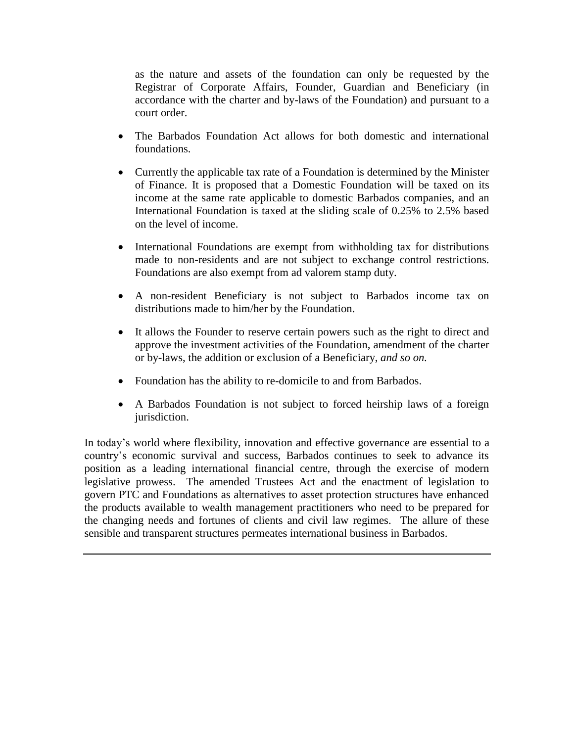as the nature and assets of the foundation can only be requested by the Registrar of Corporate Affairs, Founder, Guardian and Beneficiary (in accordance with the charter and by-laws of the Foundation) and pursuant to a court order.

- The Barbados Foundation Act allows for both domestic and international foundations.
- Currently the applicable tax rate of a Foundation is determined by the Minister of Finance. It is proposed that a Domestic Foundation will be taxed on its income at the same rate applicable to domestic Barbados companies, and an International Foundation is taxed at the sliding scale of 0.25% to 2.5% based on the level of income.
- International Foundations are exempt from withholding tax for distributions made to non-residents and are not subject to exchange control restrictions. Foundations are also exempt from ad valorem stamp duty.
- A non-resident Beneficiary is not subject to Barbados income tax on distributions made to him/her by the Foundation.
- It allows the Founder to reserve certain powers such as the right to direct and approve the investment activities of the Foundation, amendment of the charter or by-laws, the addition or exclusion of a Beneficiary, *and so on.*
- Foundation has the ability to re-domicile to and from Barbados.
- A Barbados Foundation is not subject to forced heirship laws of a foreign jurisdiction.

In today's world where flexibility, innovation and effective governance are essential to a country's economic survival and success, Barbados continues to seek to advance its position as a leading international financial centre, through the exercise of modern legislative prowess. The amended Trustees Act and the enactment of legislation to govern PTC and Foundations as alternatives to asset protection structures have enhanced the products available to wealth management practitioners who need to be prepared for the changing needs and fortunes of clients and civil law regimes. The allure of these sensible and transparent structures permeates international business in Barbados.

---